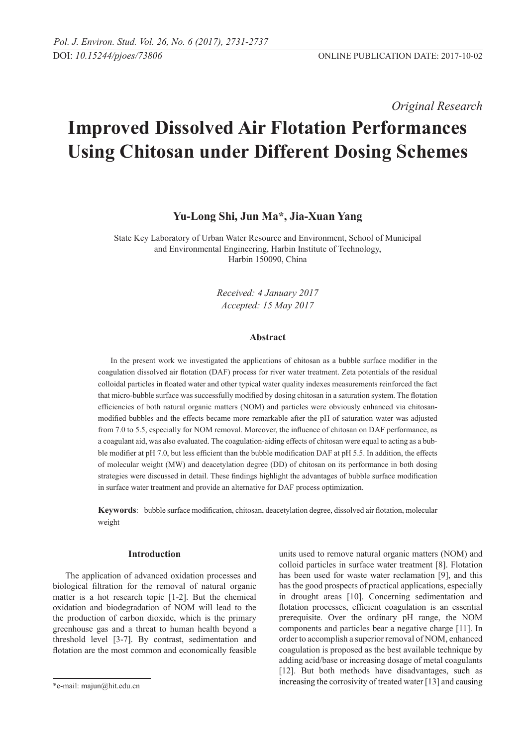DOI: 10.15244/pjoes/73806

ONLINE PUBLICATION DATE: 2017-10-02

*Original Research*

# Improved Dissolved Air Flotation Performances Using Chitosan under Different Dosing Schemes

**Yu-Long Shi, Jun Ma*, Jia-Xuan Yang**

State Key Laboratory of Urban Water Resource and Environment, School of Municipal and Environmental Engineering, Harbin Institute of Technology, Harbin 150090, China

*Received: 4 January 2017*
*Accepted: 15 May 2017*

## Abstract

In the present work we investigated the applications of chitosan as a bubble surface modifier in the coagulation dissolved air flotation (DAF) process for river water treatment. Zeta potentials of the residual colloidal particles in floated water and other typical water quality indexes measurements reinforced the fact that micro-bubble surface was successfully modified by dosing chitosan in a saturation system. The flotation efficiencies of both natural organic matters (NOM) and particles were obviously enhanced via chitosan-modified bubbles and the effects became more remarkable after the pH of saturation water was adjusted from 7.0 to 5.5, especially for NOM removal. Moreover, the influence of chitosan on DAF performance, as a coagulant aid, was also evaluated. The coagulation-aiding effects of chitosan were equal to acting as a bubble modifier at pH 7.0, but less efficient than the bubble modification DAF at pH 5.5. In addition, the effects of molecular weight (MW) and deacetylation degree (DD) of chitosan on its performance in both dosing strategies were discussed in detail. These findings highlight the advantages of bubble surface modification in surface water treatment and provide an alternative for DAF process optimization.

**Keywords**: bubble surface modification, chitosan, deacetylation degree, dissolved air flotation, molecular weight

## Introduction

The application of advanced oxidation processes and biological filtration for the removal of natural organic matter is a hot research topic [1-2]. But the chemical oxidation and biodegradation of NOM will lead to the the production of carbon dioxide, which is the primary greenhouse gas and a threat to human health beyond a threshold level [3-7]. By contrast, sedimentation and flotation are the most common and economically feasible units used to remove natural organic matters (NOM) and colloid particles in surface water treatment [8]. Flotation has been used for waste water reclamation [9], and this has the good prospects of practical applications, especially in drought areas [10]. Concerning sedimentation and flotation processes, efficient coagulation is an essential prerequisite. Over the ordinary pH range, the NOM components and particles bear a negative charge [11]. In order to accomplish a superior removal of NOM, enhanced coagulation is proposed as the best available technique by adding acid/base or increasing dosage of metal coagulants [12]. But both methods have disadvantages, such as increasing the corrosivity of treated water [13] and causing

*e-mail: majun@hit.edu.cn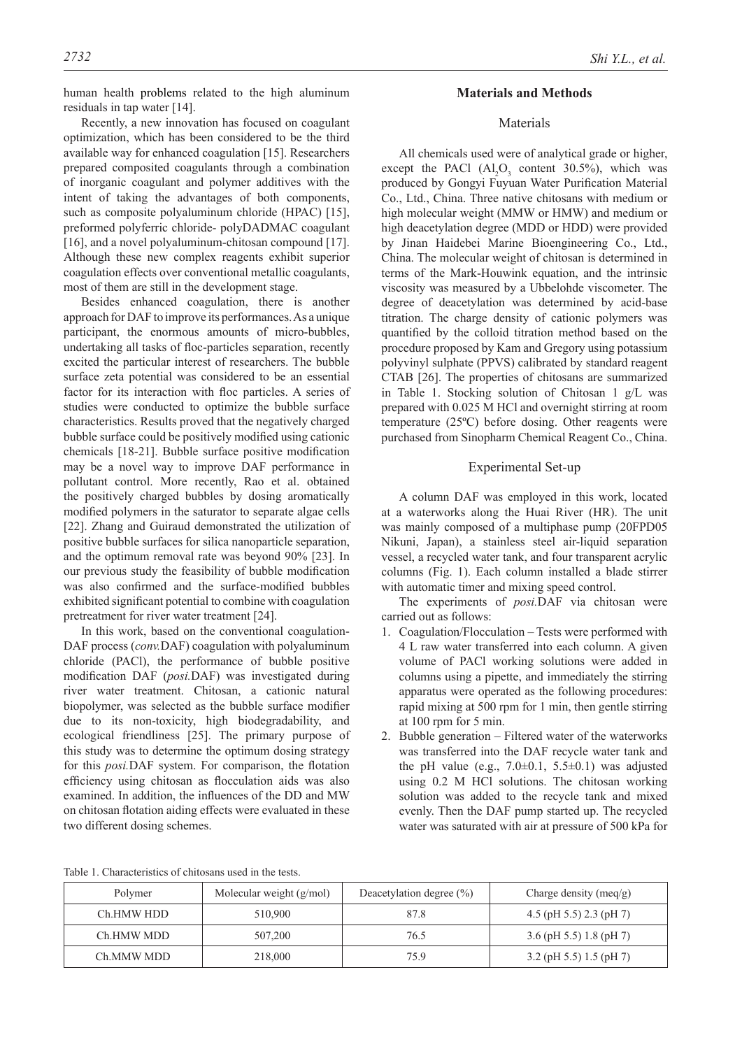human health problems related to the high aluminum residuals in tap water [14].

Recently, a new innovation has focused on coagulant optimization, which has been considered to be the third available way for enhanced coagulation [15]. Researchers prepared composited coagulants through a combination of inorganic coagulant and polymer additives with the intent of taking the advantages of both components, such as composite polyaluminum chloride (HPAC) [15], preformed polyferric chloride- polyDADMAC coagulant [16], and a novel polyaluminum-chitosan compound [17]. Although these new complex reagents exhibit superior coagulation effects over conventional metallic coagulants, most of them are still in the development stage.

Besides enhanced coagulation, there is another approach for DAF to improve its performances. As a unique participant, the enormous amounts of micro-bubbles, undertaking all tasks of floc-particles separation, recently excited the particular interest of researchers. The bubble surface zeta potential was considered to be an essential factor for its interaction with floc particles. A series of studies were conducted to optimize the bubble surface characteristics. Results proved that the negatively charged bubble surface could be positively modified using cationic chemicals [18-21]. Bubble surface positive modification may be a novel way to improve DAF performance in pollutant control. More recently, Rao et al. obtained the positively charged bubbles by dosing aromatically modified polymers in the saturator to separate algae cells [22]. Zhang and Guiraud demonstrated the utilization of positive bubble surfaces for silica nanoparticle separation, and the optimum removal rate was beyond 90% [23]. In our previous study the feasibility of bubble modification was also confirmed and the surface-modified bubbles exhibited significant potential to combine with coagulation pretreatment for river water treatment [24].

In this work, based on the conventional coagulation-DAF process (*conv.*DAF) coagulation with polyaluminum chloride (PACl), the performance of bubble positive modification DAF (*posi.*DAF) was investigated during river water treatment. Chitosan, a cationic natural biopolymer, was selected as the bubble surface modifier due to its non-toxicity, high biodegradability, and ecological friendliness [25]. The primary purpose of this study was to determine the optimum dosing strategy for this *posi.*DAF system. For comparison, the flotation efficiency using chitosan as flocculation aids was also examined. In addition, the influences of the DD and MW on chitosan flotation aiding effects were evaluated in these two different dosing schemes.

## Materials and Methods

### Materials

All chemicals used were of analytical grade or higher, except the PACl ($Al_2O_3$ content 30.5%), which was produced by Gongyi Fuyuan Water Purification Material Co., Ltd., China. Three native chitosans with medium or high molecular weight (MMW or HMW) and medium or high deacetylation degree (MDD or HDD) were provided by Jinan Haidebei Marine Bioengineering Co., Ltd., China. The molecular weight of chitosan is determined in terms of the Mark-Houwink equation, and the intrinsic viscosity was measured by a Ubbelohde viscometer. The degree of deacetylation was determined by acid-base titration. The charge density of cationic polymers was quantified by the colloid titration method based on the procedure proposed by Kam and Gregory using potassium polyvinyl sulphate (PPVS) calibrated by standard reagent CTAB [26]. The properties of chitosans are summarized in Table 1. Stocking solution of Chitosan 1 g/L was prepared with 0.025 M HCl and overnight stirring at room temperature (25ºC) before dosing. Other reagents were purchased from Sinopharm Chemical Reagent Co., China.

### Experimental Set-up

A column DAF was employed in this work, located at a waterworks along the Huai River (HR). The unit was mainly composed of a multiphase pump (20FPD05 Nikuni, Japan), a stainless steel air-liquid separation vessel, a recycled water tank, and four transparent acrylic columns (Fig. 1). Each column installed a blade stirrer with automatic timer and mixing speed control.

The experiments of *posi.*DAF via chitosan were carried out as follows:

1. Coagulation/Flocculation – Tests were performed with 4 L raw water transferred into each column. A given volume of PACl working solutions were added in columns using a pipette, and immediately the stirring apparatus were operated as the following procedures: rapid mixing at 500 rpm for 1 min, then gentle stirring at 100 rpm for 5 min.
2. Bubble generation – Filtered water of the waterworks was transferred into the DAF recycle water tank and the pH value (e.g., 7.0±0.1, 5.5±0.1) was adjusted using 0.2 M HCl solutions. The chitosan working solution was added to the recycle tank and mixed evenly. Then the DAF pump started up. The recycled water was saturated with air at pressure of 500 kPa for

Table 1. Characteristics of chitosans used in the tests.

| Polymer | Molecular weight (g/mol) | Deacetylation degree (%) | Charge density (meq/g) |
|---|---|---|---|
| Ch.HMW HDD | 510,900 | 87.8 | 4.5 (pH 5.5) 2.3 (pH 7) |
| Ch.HMW MDD | 507,200 | 76.5 | 3.6 (pH 5.5) 1.8 (pH 7) |
| Ch.MMW MDD | 218,000 | 75.9 | 3.2 (pH 5.5) 1.5 (pH 7) |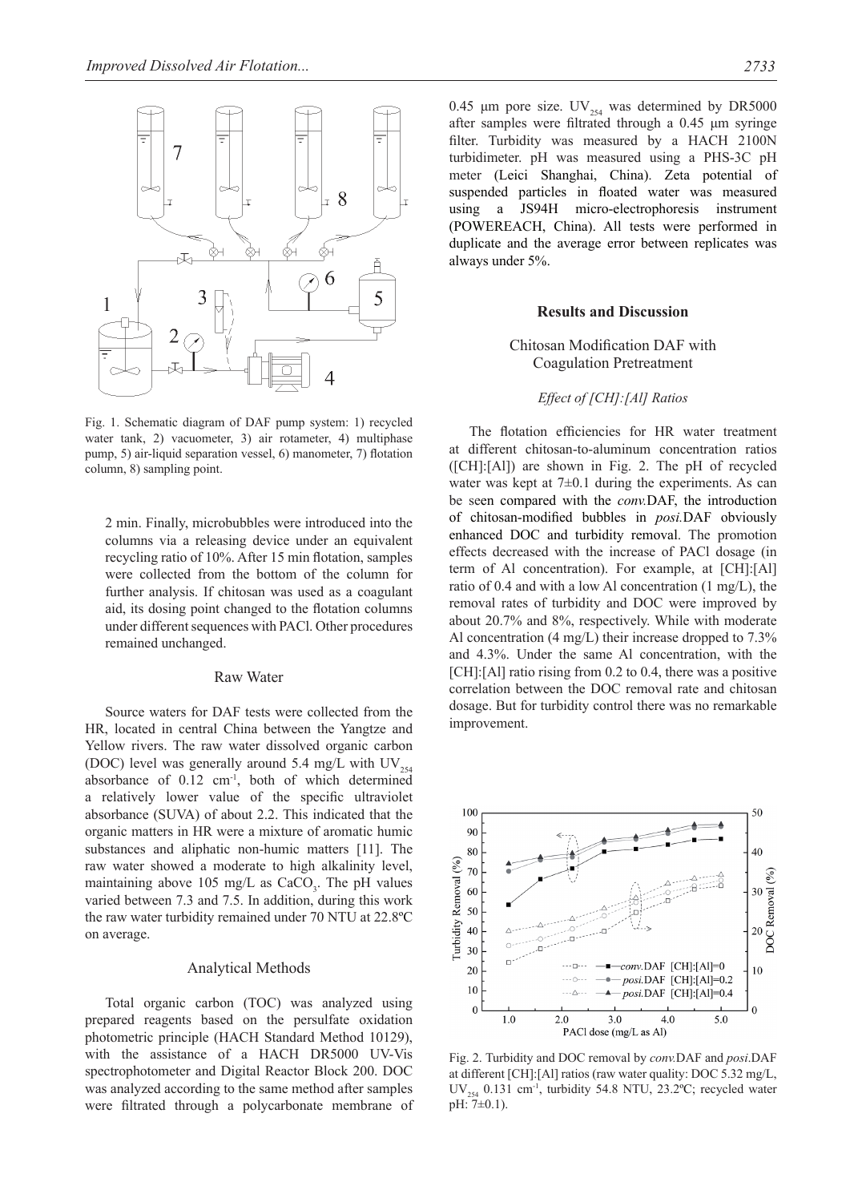Fig. 1. Schematic diagram of DAF pump system: 1) recycled water tank, 2) vacuometer, 3) air rotameter, 4) multiphase pump, 5) air-liquid separation vessel, 6) manometer, 7) flotation column, 8) sampling point.

2 min. Finally, microbubbles were introduced into the columns via a releasing device under an equivalent recycling ratio of 10%. After 15 min flotation, samples were collected from the bottom of the column for further analysis. If chitosan was used as a coagulant aid, its dosing point changed to the flotation columns under different sequences with PACl. Other procedures remained unchanged.

### Raw Water

Source waters for DAF tests were collected from the HR, located in central China between the Yangtze and Yellow rivers. The raw water dissolved organic carbon (DOC) level was generally around 5.4 mg/L with $UV_{254}$ absorbance of 0.12 $cm^{-1}$, both of which determined a relatively lower value of the specific ultraviolet absorbance (SUVA) of about 2.2. This indicated that the organic matters in HR were a mixture of aromatic humic substances and aliphatic non-humic matters [11]. The raw water showed a moderate to high alkalinity level, maintaining above 105 mg/L as $CaCO_3$. The pH values varied between 7.3 and 7.5. In addition, during this work the raw water turbidity remained under 70 NTU at 22.8ºC on average.

### Analytical Methods

Total organic carbon (TOC) was analyzed using prepared reagents based on the persulfate oxidation photometric principle (HACH Standard Method 10129), with the assistance of a HACH DR5000 UV-Vis spectrophotometer and Digital Reactor Block 200. DOC was analyzed according to the same method after samples were filtrated through a polycarbonate membrane of 0.45 μm pore size. $UV_{254}$ was determined by DR5000 after samples were filtrated through a 0.45 μm syringe filter. Turbidity was measured by a HACH 2100N turbidimeter. pH was measured using a PHS-3C pH meter (Leici Shanghai, China). Zeta potential of suspended particles in floated water was measured using a JS94H micro-electrophoresis instrument (POWEREACH, China). All tests were performed in duplicate and the average error between replicates was always under 5%.

## Results and Discussion

### Chitosan Modification DAF with Coagulation Pretreatment

#### *Effect of [CH]:[Al] Ratios*

The flotation efficiencies for HR water treatment at different chitosan-to-aluminum concentration ratios ([CH]:[Al]) are shown in Fig. 2. The pH of recycled water was kept at 7±0.1 during the experiments. As can be seen compared with the *conv.*DAF, the introduction of chitosan-modified bubbles in *posi.*DAF obviously enhanced DOC and turbidity removal. The promotion effects decreased with the increase of PACl dosage (in term of Al concentration). For example, at [CH]:[Al] ratio of 0.4 and with a low Al concentration (1 mg/L), the removal rates of turbidity and DOC were improved by about 20.7% and 8%, respectively. While with moderate Al concentration (4 mg/L) their increase dropped to 7.3% and 4.3%. Under the same Al concentration, with the [CH]:[Al] ratio rising from 0.2 to 0.4, there was a positive correlation between the DOC removal rate and chitosan dosage. But for turbidity control there was no remarkable improvement.

Fig. 2. Turbidity and DOC removal by *conv.*DAF and *posi.*DAF at different [CH]:[Al] ratios (raw water quality: DOC 5.32 mg/L, $UV_{254}$ 0.131 $cm^{-1}$, turbidity 54.8 NTU, 23.2ºC; recycled water pH: 7±0.1).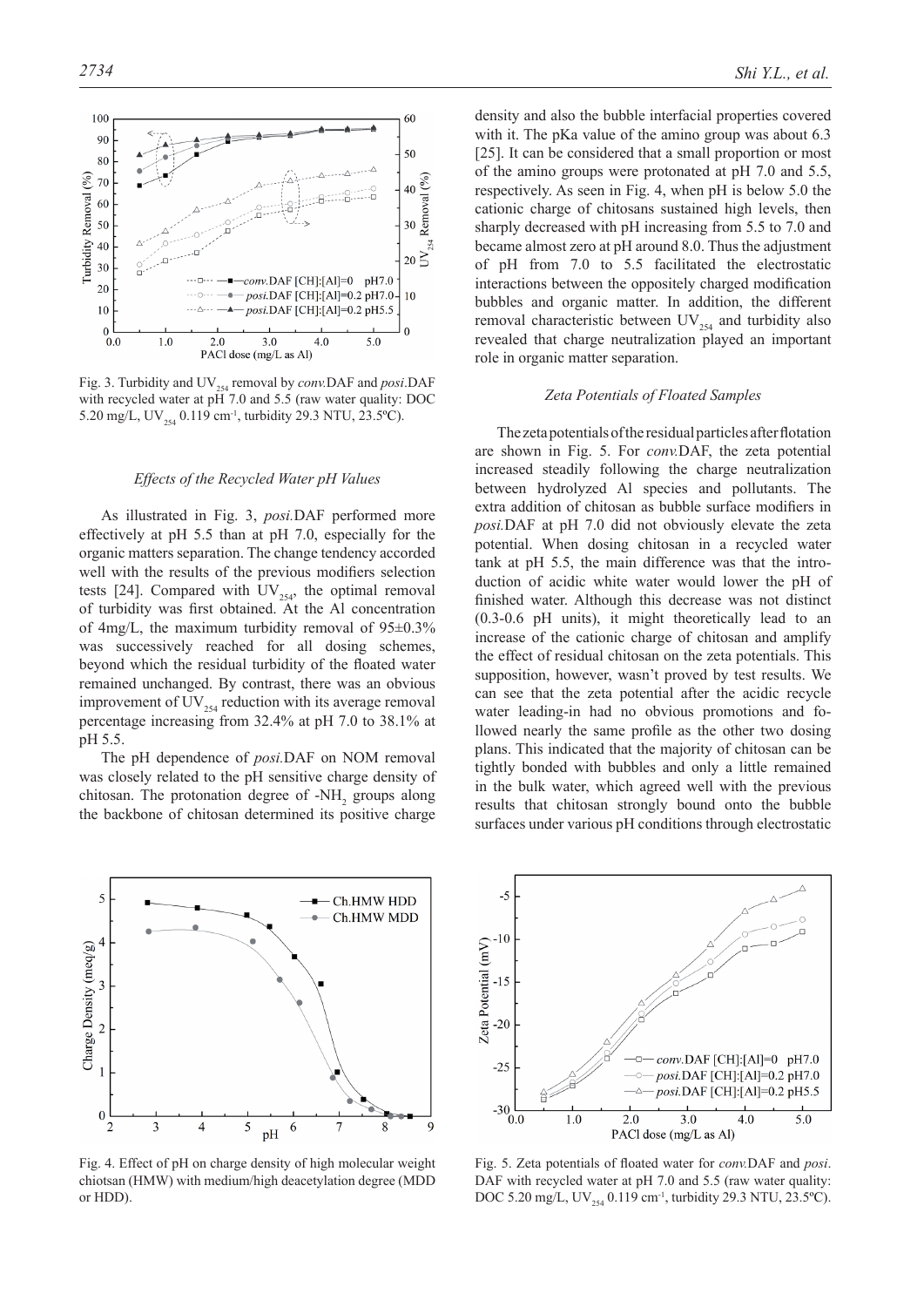Fig. 3. Turbidity and $UV_{254}$ removal by *conv.*DAF and *posi.*DAF with recycled water at pH 7.0 and 5.5 (raw water quality: DOC 5.20 mg/L, $UV_{254}$ 0.119 $cm^{-1}$, turbidity 29.3 NTU, 23.5ºC).

### *Effects of the Recycled Water pH Values*

As illustrated in Fig. 3, *posi.*DAF performed more effectively at pH 5.5 than at pH 7.0, especially for the organic matters separation. The change tendency accorded well with the results of the previous modifiers selection tests [24]. Compared with $UV_{254}$, the optimal removal of turbidity was first obtained. At the Al concentration of 4mg/L, the maximum turbidity removal of 95±0.3% was successively reached for all dosing schemes, beyond which the residual turbidity of the floated water remained unchanged. By contrast, there was an obvious improvement of $UV_{254}$ reduction with its average removal percentage increasing from 32.4% at pH 7.0 to 38.1% at pH 5.5.

The pH dependence of *posi.*DAF on NOM removal was closely related to the pH sensitive charge density of chitosan. The protonation degree of $-NH_2$ groups along the backbone of chitosan determined its positive charge density and also the bubble interfacial properties covered with it. The pKa value of the amino group was about 6.3 [25]. It can be considered that a small proportion or most of the amino groups were protonated at pH 7.0 and 5.5, respectively. As seen in Fig. 4, when pH is below 5.0 the cationic charge of chitosans sustained high levels, then sharply decreased with pH increasing from 5.5 to 7.0 and became almost zero at pH around 8.0. Thus the adjustment of pH from 7.0 to 5.5 facilitated the electrostatic interactions between the oppositely charged modification bubbles and organic matter. In addition, the different removal characteristic between $UV_{254}$ and turbidity also revealed that charge neutralization played an important role in organic matter separation.

### *Zeta Potentials of Floated Samples*

The zeta potentials of the residual particles after flotation are shown in Fig. 5. For *conv.*DAF, the zeta potential increased steadily following the charge neutralization between hydrolyzed Al species and pollutants. The extra addition of chitosan as bubble surface modifiers in *posi.*DAF at pH 7.0 did not obviously elevate the zeta potential. When dosing chitosan in a recycled water tank at pH 5.5, the main difference was that the introduction of acidic white water would lower the pH of finished water. Although this decrease was not distinct (0.3-0.6 pH units), it might theoretically lead to an increase of the cationic charge of chitosan and amplify the effect of residual chitosan on the zeta potentials. This supposition, however, wasn't proved by test results. We can see that the zeta potential after the acidic recycle water leading-in had no obvious promotions and followed nearly the same profile as the other two dosing plans. This indicated that the majority of chitosan can be tightly bonded with bubbles and only a little remained in the bulk water, which agreed well with the previous results that chitosan strongly bound onto the bubble surfaces under various pH conditions through electrostatic

Fig. 4. Effect of pH on charge density of high molecular weight chiotsan (HMW) with medium/high deacetylation degree (MDD or HDD).

Fig. 5. Zeta potentials of floated water for *conv.*DAF and *posi.*DAF with recycled water at pH 7.0 and 5.5 (raw water quality: DOC 5.20 mg/L, $UV_{254}$ 0.119 $cm^{-1}$, turbidity 29.3 NTU, 23.5ºC).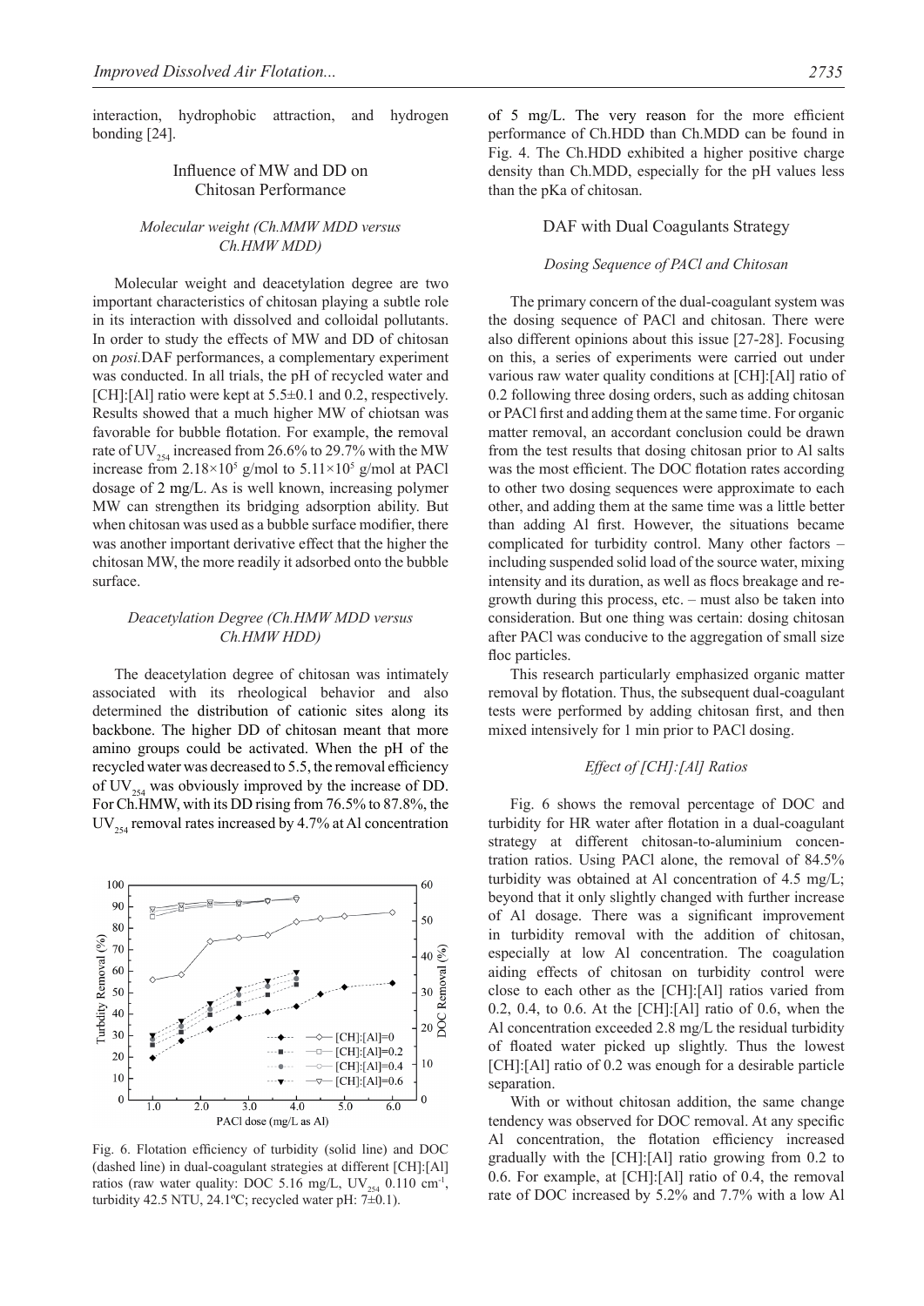interaction, hydrophobic attraction, and hydrogen bonding [24].

### Influence of MW and DD on Chitosan Performance

#### *Molecular weight (Ch.MMW MDD versus Ch.HMW MDD)*

Molecular weight and deacetylation degree are two important characteristics of chitosan playing a subtle role in its interaction with dissolved and colloidal pollutants. In order to study the effects of MW and DD of chitosan on *posi.*DAF performances, a complementary experiment was conducted. In all trials, the pH of recycled water and [CH]:[Al] ratio were kept at 5.5±0.1 and 0.2, respectively. Results showed that a much higher MW of chiotsan was favorable for bubble flotation. For example, the removal rate of $UV_{254}$ increased from 26.6% to 29.7% with the MW increase from $2.18\times10^5$ g/mol to $5.11\times10^5$ g/mol at PACl dosage of 2 mg/L. As is well known, increasing polymer MW can strengthen its bridging adsorption ability. But when chitosan was used as a bubble surface modifier, there was another important derivative effect that the higher the chitosan MW, the more readily it adsorbed onto the bubble surface.

#### *Deacetylation Degree (Ch.HMW MDD versus Ch.HMW HDD)*

The deacetylation degree of chitosan was intimately associated with its rheological behavior and also determined the distribution of cationic sites along its backbone. The higher DD of chitosan meant that more amino groups could be activated. When the pH of the recycled water was decreased to 5.5, the removal efficiency of $UV_{254}$ was obviously improved by the increase of DD. For Ch.HMW, with its DD rising from 76.5% to 87.8%, the $UV_{254}$ removal rates increased by 4.7% at Al concentration of 5 mg/L. The very reason for the more efficient performance of Ch.HDD than Ch.MDD can be found in Fig. 4. The Ch.HDD exhibited a higher positive charge density than Ch.MDD, especially for the pH values less than the pKa of chitosan.

Fig. 6. Flotation efficiency of turbidity (solid line) and DOC (dashed line) in dual-coagulant strategies at different [CH]:[Al] ratios (raw water quality: DOC 5.16 mg/L, $UV_{254}$ 0.110 $cm^{-1}$, turbidity 42.5 NTU, 24.1ºC; recycled water pH: 7±0.1).

### DAF with Dual Coagulants Strategy

#### *Dosing Sequence of PACl and Chitosan*

The primary concern of the dual-coagulant system was the dosing sequence of PACl and chitosan. There were also different opinions about this issue [27-28]. Focusing on this, a series of experiments were carried out under various raw water quality conditions at [CH]:[Al] ratio of 0.2 following three dosing orders, such as adding chitosan or PACl first and adding them at the same time. For organic matter removal, an accordant conclusion could be drawn from the test results that dosing chitosan prior to Al salts was the most efficient. The DOC flotation rates according to other two dosing sequences were approximate to each other, and adding them at the same time was a little better than adding Al first. However, the situations became complicated for turbidity control. Many other factors – including suspended solid load of the source water, mixing intensity and its duration, as well as flocs breakage and re-growth during this process, etc. – must also be taken into consideration. But one thing was certain: dosing chitosan after PACl was conducive to the aggregation of small size floc particles.

This research particularly emphasized organic matter removal by flotation. Thus, the subsequent dual-coagulant tests were performed by adding chitosan first, and then mixed intensively for 1 min prior to PACl dosing.

#### *Effect of [CH]:[Al] Ratios*

Fig. 6 shows the removal percentage of DOC and turbidity for HR water after flotation in a dual-coagulant strategy at different chitosan-to-aluminium concentration ratios. Using PACl alone, the removal of 84.5% turbidity was obtained at Al concentration of 4.5 mg/L; beyond that it only slightly changed with further increase of Al dosage. There was a significant improvement in turbidity removal with the addition of chitosan, especially at low Al concentration. The coagulation aiding effects of chitosan on turbidity control were close to each other as the [CH]:[Al] ratios varied from 0.2, 0.4, to 0.6. At the [CH]:[Al] ratio of 0.6, when the Al concentration exceeded 2.8 mg/L the residual turbidity of floated water picked up slightly. Thus the lowest [CH]:[Al] ratio of 0.2 was enough for a desirable particle separation.

With or without chitosan addition, the same change tendency was observed for DOC removal. At any specific Al concentration, the flotation efficiency increased gradually with the [CH]:[Al] ratio growing from 0.2 to 0.6. For example, at [CH]:[Al] ratio of 0.4, the removal rate of DOC increased by 5.2% and 7.7% with a low Al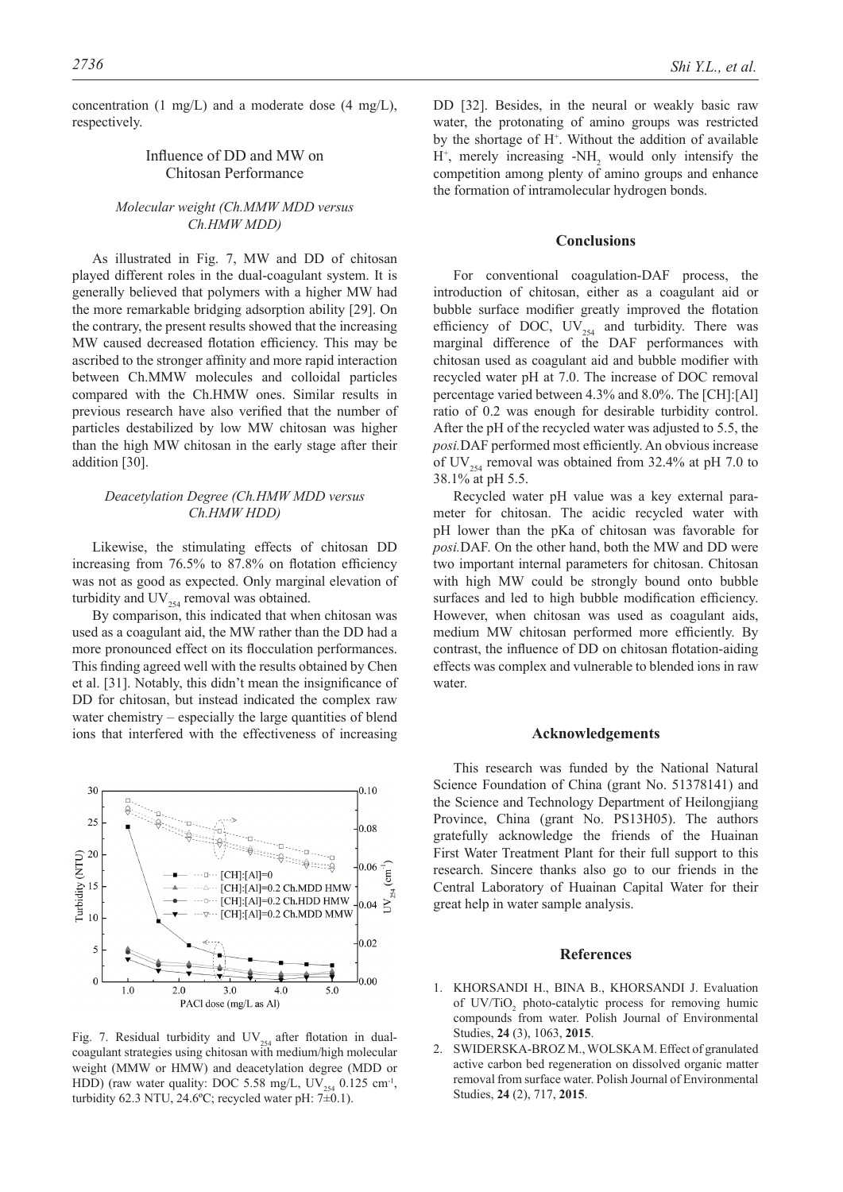concentration (1 mg/L) and a moderate dose (4 mg/L), respectively.

## Influence of DD and MW on Chitosan Performance

### *Molecular weight (Ch.MMW MDD versus Ch.HMW MDD)*

As illustrated in Fig. 7, MW and DD of chitosan played different roles in the dual-coagulant system. It is generally believed that polymers with a higher MW had the more remarkable bridging adsorption ability [29]. On the contrary, the present results showed that the increasing MW caused decreased flotation efficiency. This may be ascribed to the stronger affinity and more rapid interaction between Ch.MMW molecules and colloidal particles compared with the Ch.HMW ones. Similar results in previous research have also verified that the number of particles destabilized by low MW chitosan was higher than the high MW chitosan in the early stage after their addition [30].

### *Deacetylation Degree (Ch.HMW MDD versus Ch.HMW HDD)*

Likewise, the stimulating effects of chitosan DD increasing from 76.5% to 87.8% on flotation efficiency was not as good as expected. Only marginal elevation of turbidity and $UV_{254}$ removal was obtained.

By comparison, this indicated that when chitosan was used as a coagulant aid, the MW rather than the DD had a more pronounced effect on its flocculation performances. This finding agreed well with the results obtained by Chen et al. [31]. Notably, this didn't mean the insignificance of DD for chitosan, but instead indicated the complex raw water chemistry – especially the large quantities of blend ions that interfered with the effectiveness of increasing

Fig. 7. Residual turbidity and $UV_{254}$ after flotation in dual-coagulant strategies using chitosan with medium/high molecular weight (MMW or HMW) and deacetylation degree (MDD or HDD) (raw water quality: DOC 5.58 mg/L, $UV_{254}$ 0.125 cm$^{-1}$, turbidity 62.3 NTU, 24.6ºC; recycled water pH: 7±0.1).

DD [32]. Besides, in the neural or weakly basic raw water, the protonating of amino groups was restricted by the shortage of $H^+$. Without the addition of available $H^+$, merely increasing $-NH_2$ would only intensify the competition among plenty of amino groups and enhance the formation of intramolecular hydrogen bonds.

## Conclusions

For conventional coagulation-DAF process, the introduction of chitosan, either as a coagulant aid or bubble surface modifier greatly improved the flotation efficiency of DOC, $UV_{254}$ and turbidity. There was marginal difference of the DAF performances with chitosan used as coagulant aid and bubble modifier with recycled water pH at 7.0. The increase of DOC removal percentage varied between 4.3% and 8.0%. The [CH]:[Al] ratio of 0.2 was enough for desirable turbidity control. After the pH of the recycled water was adjusted to 5.5, the *posi.*DAF performed most efficiently. An obvious increase of $UV_{254}$ removal was obtained from 32.4% at pH 7.0 to 38.1% at pH 5.5.

Recycled water pH value was a key external parameter for chitosan. The acidic recycled water with pH lower than the pKa of chitosan was favorable for *posi.*DAF. On the other hand, both the MW and DD were two important internal parameters for chitosan. Chitosan with high MW could be strongly bound onto bubble surfaces and led to high bubble modification efficiency. However, when chitosan was used as coagulant aids, medium MW chitosan performed more efficiently. By contrast, the influence of DD on chitosan flotation-aiding effects was complex and vulnerable to blended ions in raw water.

## Acknowledgements

This research was funded by the National Natural Science Foundation of China (grant No. 51378141) and the Science and Technology Department of Heilongjiang Province, China (grant No. PS13H05). The authors gratefully acknowledge the friends of the Huainan First Water Treatment Plant for their full support to this research. Sincere thanks also go to our friends in the Central Laboratory of Huainan Capital Water for their great help in water sample analysis.

## References

1. KHORSANDI H., BINA B., KHORSANDI J. Evaluation of $UV/TiO_2$ photo-catalytic process for removing humic compounds from water. Polish Journal of Environmental Studies, **24** (3), 1063, **2015**.
2. SWIDERSKA-BROZ M., WOLSKA M. Effect of granulated active carbon bed regeneration on dissolved organic matter removal from surface water. Polish Journal of Environmental Studies, **24** (2), 717, **2015**.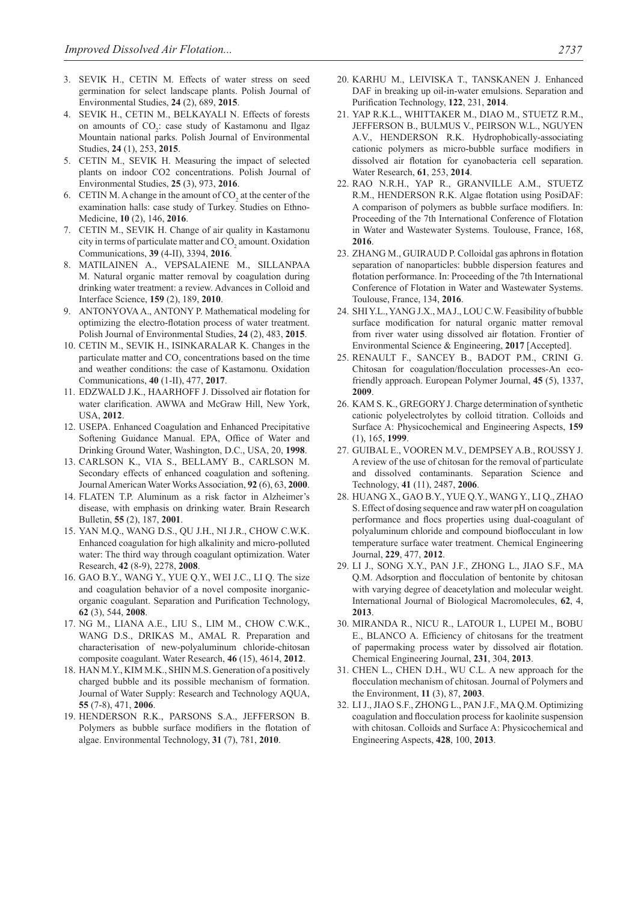3. SEVIK H., CETIN M. Effects of water stress on seed germination for select landscape plants. Polish Journal of Environmental Studies, **24** (2), 689, **2015**.
4. SEVIK H., CETIN M., BELKAYALI N. Effects of forests on amounts of $CO_2$: case study of Kastamonu and Ilgaz Mountain national parks. Polish Journal of Environmental Studies, **24** (1), 253, **2015**.
5. CETIN M., SEVIK H. Measuring the impact of selected plants on indoor CO2 concentrations. Polish Journal of Environmental Studies, **25** (3), 973, **2016**.
6. CETIN M. A change in the amount of $CO_2$ at the center of the examination halls: case study of Turkey. Studies on Ethno-Medicine, **10** (2), 146, **2016**.
7. CETIN M., SEVIK H. Change of air quality in Kastamonu city in terms of particulate matter and $CO_2$ amount. Oxidation Communications, **39** (4-II), 3394, **2016**.
8. MATILAINEN A., VEPSALAIENE M., SILLANPAA M. Natural organic matter removal by coagulation during drinking water treatment: a review. Advances in Colloid and Interface Science, **159** (2), 189, **2010**.
9. ANTONYOVA A., ANTONY P. Mathematical modeling for optimizing the electro-flotation process of water treatment. Polish Journal of Environmental Studies, **24** (2), 483, **2015**.
10. CETIN M., SEVIK H., ISINKARALAR K. Changes in the particulate matter and $CO_2$ concentrations based on the time and weather conditions: the case of Kastamonu. Oxidation Communications, **40** (1-II), 477, **2017**.
11. EDZWALD J.K., HAARHOFF J. Dissolved air flotation for water clarification. AWWA and McGraw Hill, New York, USA, **2012**.
12. USEPA. Enhanced Coagulation and Enhanced Precipitative Softening Guidance Manual. EPA, Office of Water and Drinking Ground Water, Washington, D.C., USA, 20, **1998**.
13. CARLSON K., VIA S., BELLAMY B., CARLSON M. Secondary effects of enhanced coagulation and softening. Journal American Water Works Association, **92** (6), 63, **2000**.
14. FLATEN T.P. Aluminum as a risk factor in Alzheimer's disease, with emphasis on drinking water. Brain Research Bulletin, **55** (2), 187, **2001**.
15. YAN M.Q., WANG D.S., QU J.H., NI J.R., CHOW C.W.K. Enhanced coagulation for high alkalinity and micro-polluted water: The third way through coagulant optimization. Water Research, **42** (8-9), 2278, **2008**.
16. GAO B.Y., WANG Y., YUE Q.Y., WEI J.C., LI Q. The size and coagulation behavior of a novel composite inorganic-organic coagulant. Separation and Purification Technology, **62** (3), 544, **2008**.
17. NG M., LIANA A.E., LIU S., LIM M., CHOW C.W.K., WANG D.S., DRIKAS M., AMAL R. Preparation and characterisation of new-polyaluminum chloride-chitosan composite coagulant. Water Research, **46** (15), 4614, **2012**.
18. HAN M.Y., KIM M.K., SHIN M.S. Generation of a positively charged bubble and its possible mechanism of formation. Journal of Water Supply: Research and Technology AQUA, **55** (7-8), 471, **2006**.
19. HENDERSON R.K., PARSONS S.A., JEFFERSON B. Polymers as bubble surface modifiers in the flotation of algae. Environmental Technology, **31** (7), 781, **2010**.
20. KARHU M., LEIVISKA T., TANSKANEN J. Enhanced DAF in breaking up oil-in-water emulsions. Separation and Purification Technology, **122**, 231, **2014**.
21. YAP R.K.L., WHITTAKER M., DIAO M., STUETZ R.M., JEFFERSON B., BULMUS V., PEIRSON W.L., NGUYEN A.V., HENDERSON R.K. Hydrophobically-associating cationic polymers as micro-bubble surface modifiers in dissolved air flotation for cyanobacteria cell separation. Water Research, **61**, 253, **2014**.
22. RAO N.R.H., YAP R., GRANVILLE A.M., STUETZ R.M., HENDERSON R.K. Algae flotation using PosiDAF: A comparison of polymers as bubble surface modifiers. In: Proceeding of the 7th International Conference of Flotation in Water and Wastewater Systems. Toulouse, France, 168, **2016**.
23. ZHANG M., GUIRAUD P. Colloidal gas aphrons in flotation separation of nanoparticles: bubble dispersion features and flotation performance. In: Proceeding of the 7th International Conference of Flotation in Water and Wastewater Systems. Toulouse, France, 134, **2016**.
24. SHI Y.L., YANG J.X., MA J., LOU C.W. Feasibility of bubble surface modification for natural organic matter removal from river water using dissolved air flotation. Frontier of Environmental Science & Engineering, **2017** [Accepted].
25. RENAULT F., SANCEY B., BADOT P.M., CRINI G. Chitosan for coagulation/flocculation processes-An eco-friendly approach. European Polymer Journal, **45** (5), 1337, **2009**.
26. KAM S. K., GREGORY J. Charge determination of synthetic cationic polyelectrolytes by colloid titration. Colloids and Surface A: Physicochemical and Engineering Aspects, **159** (1), 165, **1999**.
27. GUIBAL E., VOOREN M.V., DEMPSEY A.B., ROUSSY J. A review of the use of chitosan for the removal of particulate and dissolved contaminants. Separation Science and Technology, **41** (11), 2487, **2006**.
28. HUANG X., GAO B.Y., YUE Q.Y., WANG Y., LI Q., ZHAO S. Effect of dosing sequence and raw water pH on coagulation performance and flocs properties using dual-coagulant of polyaluminum chloride and compound bioflocculant in low temperature surface water treatment. Chemical Engineering Journal, **229**, 477, **2012**.
29. LI J., SONG X.Y., PAN J.F., ZHONG L., JIAO S.F., MA Q.M. Adsorption and flocculation of bentonite by chitosan with varying degree of deacetylation and molecular weight. International Journal of Biological Macromolecules, **62**, 4, **2013**.
30. MIRANDA R., NICU R., LATOUR I., LUPEI M., BOBU E., BLANCO A. Efficiency of chitosans for the treatment of papermaking process water by dissolved air flotation. Chemical Engineering Journal, **231**, 304, **2013**.
31. CHEN L., CHEN D.H., WU C.L. A new approach for the flocculation mechanism of chitosan. Journal of Polymers and the Environment, **11** (3), 87, **2003**.
32. LI J., JIAO S.F., ZHONG L., PAN J.F., MA Q.M. Optimizing coagulation and flocculation process for kaolinite suspension with chitosan. Colloids and Surface A: Physicochemical and Engineering Aspects, **428**, 100, **2013**.